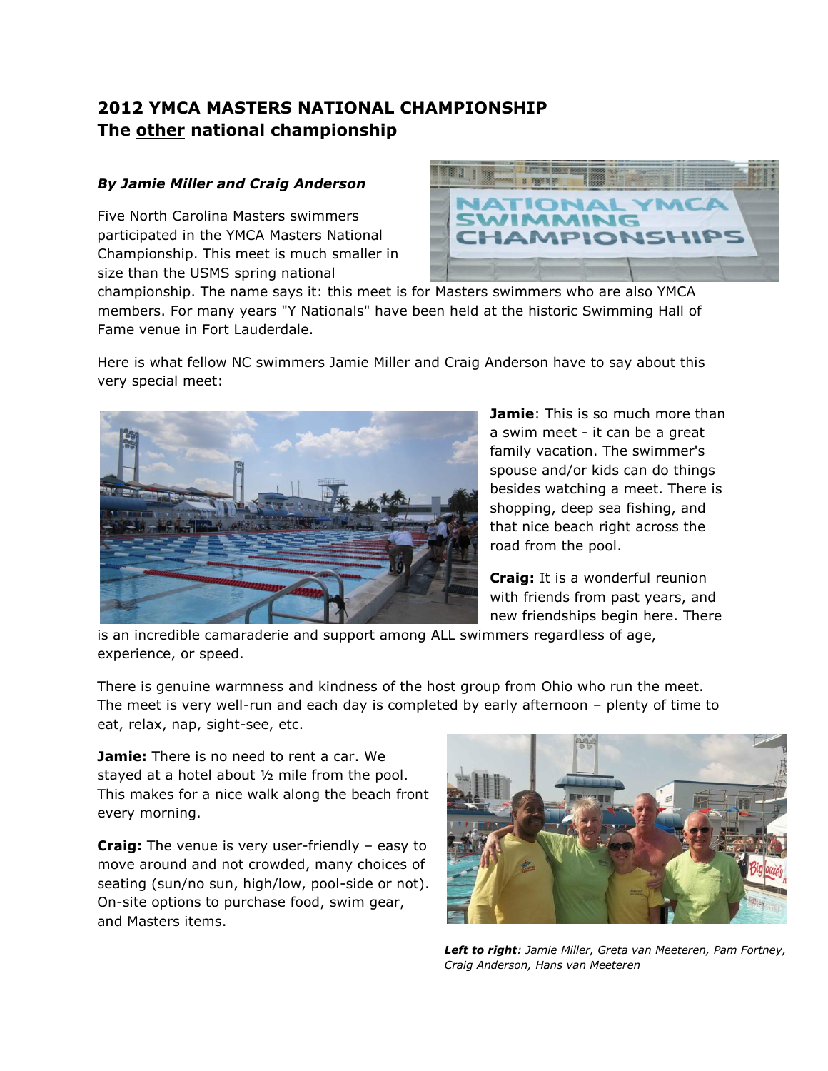# 2012 YMCA MASTERS NATIONAL CHAMPIONSHIP
## The other national championship

***By Jamie Miller and Craig Anderson***

Five North Carolina Masters swimmers participated in the YMCA Masters National Championship. This meet is much smaller in size than the USMS spring national championship. The name says it: this meet is for Masters swimmers who are also YMCA members. For many years "Y Nationals" have been held at the historic Swimming Hall of Fame venue in Fort Lauderdale.

Here is what fellow NC swimmers Jamie Miller and Craig Anderson have to say about this very special meet:

**Jamie**: This is so much more than a swim meet - it can be a great family vacation. The swimmer's spouse and/or kids can do things besides watching a meet. There is shopping, deep sea fishing, and that nice beach right across the road from the pool.

**Craig:** It is a wonderful reunion with friends from past years, and new friendships begin here. There is an incredible camaraderie and support among ALL swimmers regardless of age, experience, or speed.

There is genuine warmness and kindness of the host group from Ohio who run the meet. The meet is very well-run and each day is completed by early afternoon – plenty of time to eat, relax, nap, sight-see, etc.

**Jamie:** There is no need to rent a car. We stayed at a hotel about ½ mile from the pool. This makes for a nice walk along the beach front every morning.

**Craig:** The venue is very user-friendly – easy to move around and not crowded, many choices of seating (sun/no sun, high/low, pool-side or not). On-site options to purchase food, swim gear, and Masters items.

***Left to right**: Jamie Miller, Greta van Meeteren, Pam Fortney, Craig Anderson, Hans van Meeteren*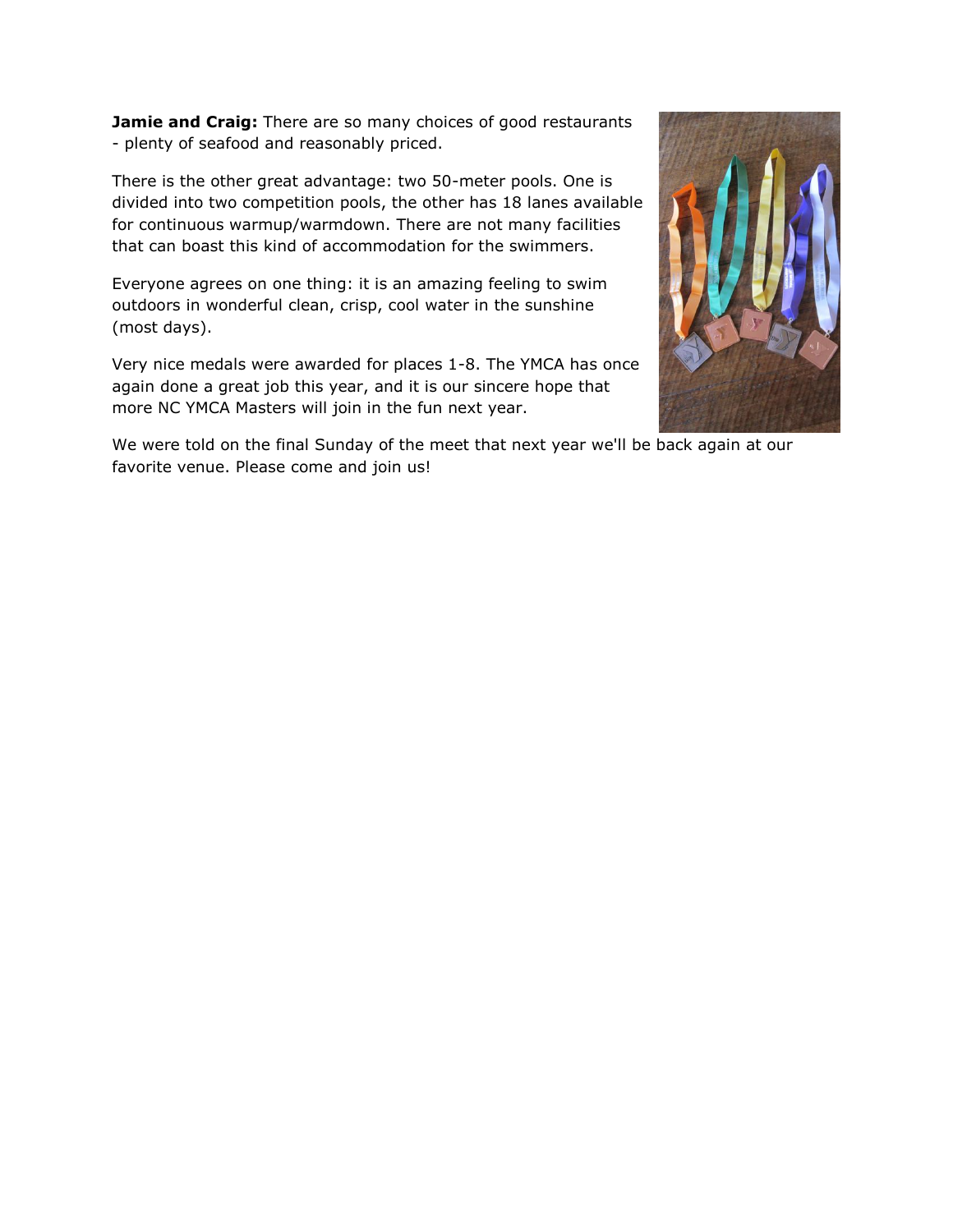**Jamie and Craig:** There are so many choices of good restaurants - plenty of seafood and reasonably priced.

There is the other great advantage: two 50-meter pools. One is divided into two competition pools, the other has 18 lanes available for continuous warmup/warmdown. There are not many facilities that can boast this kind of accommodation for the swimmers.

Everyone agrees on one thing: it is an amazing feeling to swim outdoors in wonderful clean, crisp, cool water in the sunshine (most days).

Very nice medals were awarded for places 1-8. The YMCA has once again done a great job this year, and it is our sincere hope that more NC YMCA Masters will join in the fun next year.

We were told on the final Sunday of the meet that next year we'll be back again at our favorite venue. Please come and join us!